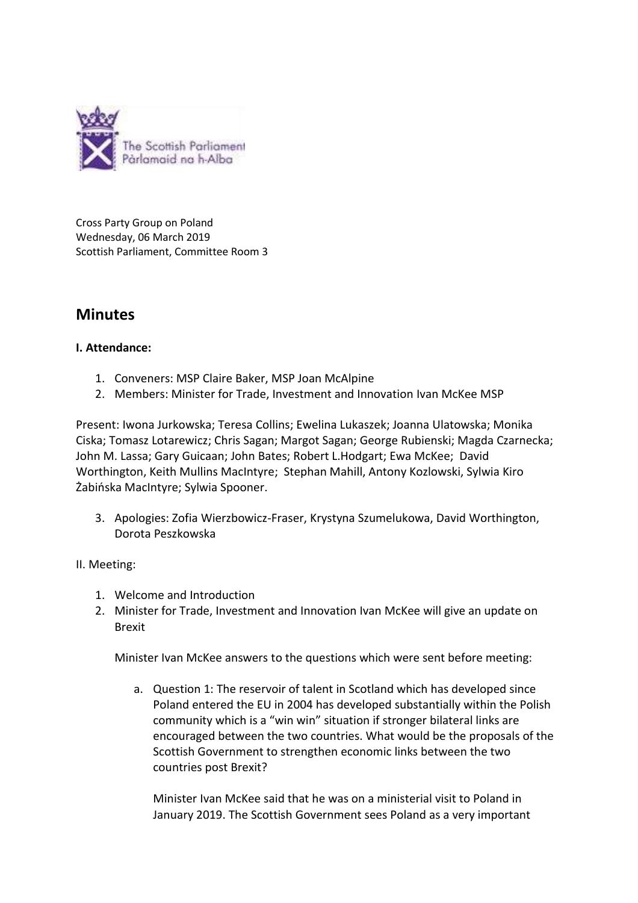Cross Party Group on Poland
Wednesday, 06 March 2019
Scottish Parliament, Committee Room 3

## Minutes

**I. Attendance:**

1. Conveners: MSP Claire Baker, MSP Joan McAlpine
2. Members: Minister for Trade, Investment and Innovation Ivan McKee MSP

Present: Iwona Jurkowska; Teresa Collins; Ewelina Lukaszek; Joanna Ulatowska; Monika Ciska; Tomasz Lotarewicz; Chris Sagan; Margot Sagan; George Rubienski; Magda Czarnecka; John M. Lassa; Gary Guicaan; John Bates; Robert L.Hodgart; Ewa McKee; David Worthington, Keith Mullins MacIntyre; Stephan Mahill, Antony Kozlowski, Sylwia Kiro Żabińska MacIntyre; Sylwia Spooner.

3. Apologies: Zofia Wierzbowicz-Fraser, Krystyna Szumelukowa, David Worthington, Dorota Peszkowska

II. Meeting:

1. Welcome and Introduction
2. Minister for Trade, Investment and Innovation Ivan McKee will give an update on Brexit

   Minister Ivan McKee answers to the questions which were sent before meeting:

   a. Question 1: The reservoir of talent in Scotland which has developed since Poland entered the EU in 2004 has developed substantially within the Polish community which is a "win win" situation if stronger bilateral links are encouraged between the two countries. What would be the proposals of the Scottish Government to strengthen economic links between the two countries post Brexit?

      Minister Ivan McKee said that he was on a ministerial visit to Poland in January 2019. The Scottish Government sees Poland as a very important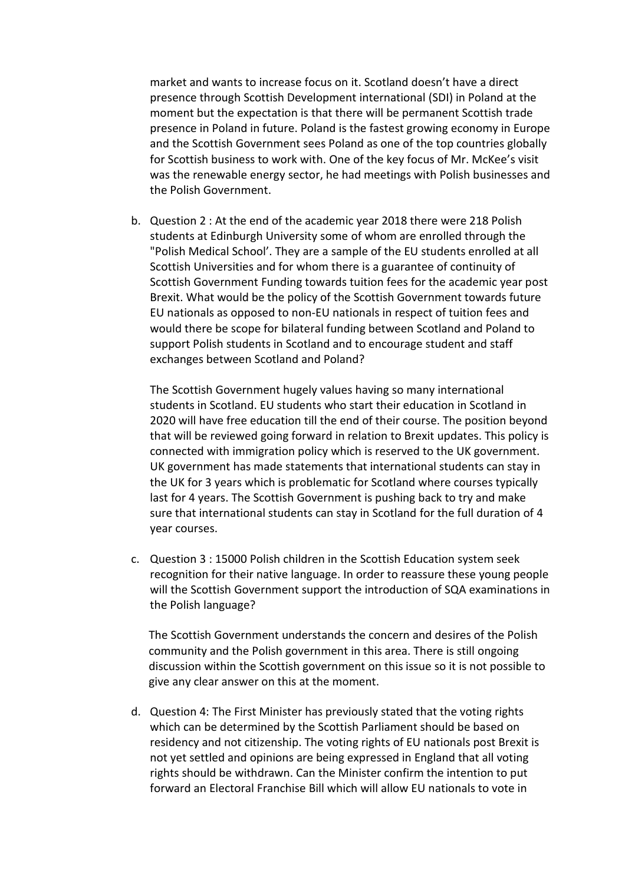market and wants to increase focus on it. Scotland doesn't have a direct presence through Scottish Development international (SDI) in Poland at the moment but the expectation is that there will be permanent Scottish trade presence in Poland in future. Poland is the fastest growing economy in Europe and the Scottish Government sees Poland as one of the top countries globally for Scottish business to work with. One of the key focus of Mr. McKee's visit was the renewable energy sector, he had meetings with Polish businesses and the Polish Government.

b. Question 2 : At the end of the academic year 2018 there were 218 Polish students at Edinburgh University some of whom are enrolled through the "Polish Medical School'. They are a sample of the EU students enrolled at all Scottish Universities and for whom there is a guarantee of continuity of Scottish Government Funding towards tuition fees for the academic year post Brexit. What would be the policy of the Scottish Government towards future EU nationals as opposed to non-EU nationals in respect of tuition fees and would there be scope for bilateral funding between Scotland and Poland to support Polish students in Scotland and to encourage student and staff exchanges between Scotland and Poland?

   The Scottish Government hugely values having so many international students in Scotland. EU students who start their education in Scotland in 2020 will have free education till the end of their course. The position beyond that will be reviewed going forward in relation to Brexit updates. This policy is connected with immigration policy which is reserved to the UK government. UK government has made statements that international students can stay in the UK for 3 years which is problematic for Scotland where courses typically last for 4 years. The Scottish Government is pushing back to try and make sure that international students can stay in Scotland for the full duration of 4 year courses.

c. Question 3 : 15000 Polish children in the Scottish Education system seek recognition for their native language. In order to reassure these young people will the Scottish Government support the introduction of SQA examinations in the Polish language?

   The Scottish Government understands the concern and desires of the Polish community and the Polish government in this area. There is still ongoing discussion within the Scottish government on this issue so it is not possible to give any clear answer on this at the moment.

d. Question 4: The First Minister has previously stated that the voting rights which can be determined by the Scottish Parliament should be based on residency and not citizenship. The voting rights of EU nationals post Brexit is not yet settled and opinions are being expressed in England that all voting rights should be withdrawn. Can the Minister confirm the intention to put forward an Electoral Franchise Bill which will allow EU nationals to vote in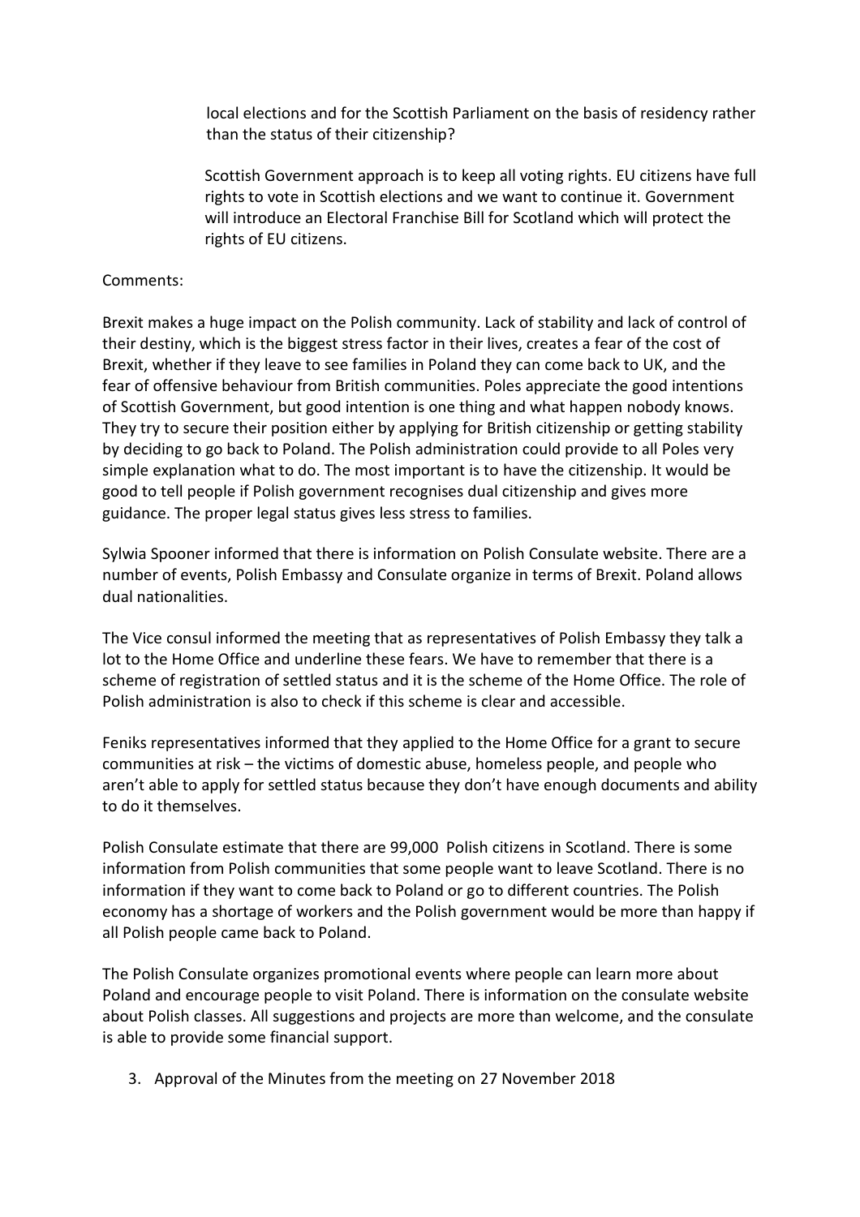local elections and for the Scottish Parliament on the basis of residency rather than the status of their citizenship?

Scottish Government approach is to keep all voting rights. EU citizens have full rights to vote in Scottish elections and we want to continue it. Government will introduce an Electoral Franchise Bill for Scotland which will protect the rights of EU citizens.

Comments:

Brexit makes a huge impact on the Polish community. Lack of stability and lack of control of their destiny, which is the biggest stress factor in their lives, creates a fear of the cost of Brexit, whether if they leave to see families in Poland they can come back to UK, and the fear of offensive behaviour from British communities. Poles appreciate the good intentions of Scottish Government, but good intention is one thing and what happen nobody knows. They try to secure their position either by applying for British citizenship or getting stability by deciding to go back to Poland. The Polish administration could provide to all Poles very simple explanation what to do. The most important is to have the citizenship. It would be good to tell people if Polish government recognises dual citizenship and gives more guidance. The proper legal status gives less stress to families.

Sylwia Spooner informed that there is information on Polish Consulate website. There are a number of events, Polish Embassy and Consulate organize in terms of Brexit. Poland allows dual nationalities.

The Vice consul informed the meeting that as representatives of Polish Embassy they talk a lot to the Home Office and underline these fears. We have to remember that there is a scheme of registration of settled status and it is the scheme of the Home Office. The role of Polish administration is also to check if this scheme is clear and accessible.

Feniks representatives informed that they applied to the Home Office for a grant to secure communities at risk – the victims of domestic abuse, homeless people, and people who aren't able to apply for settled status because they don't have enough documents and ability to do it themselves.

Polish Consulate estimate that there are 99,000 Polish citizens in Scotland. There is some information from Polish communities that some people want to leave Scotland. There is no information if they want to come back to Poland or go to different countries. The Polish economy has a shortage of workers and the Polish government would be more than happy if all Polish people came back to Poland.

The Polish Consulate organizes promotional events where people can learn more about Poland and encourage people to visit Poland. There is information on the consulate website about Polish classes. All suggestions and projects are more than welcome, and the consulate is able to provide some financial support.

3. Approval of the Minutes from the meeting on 27 November 2018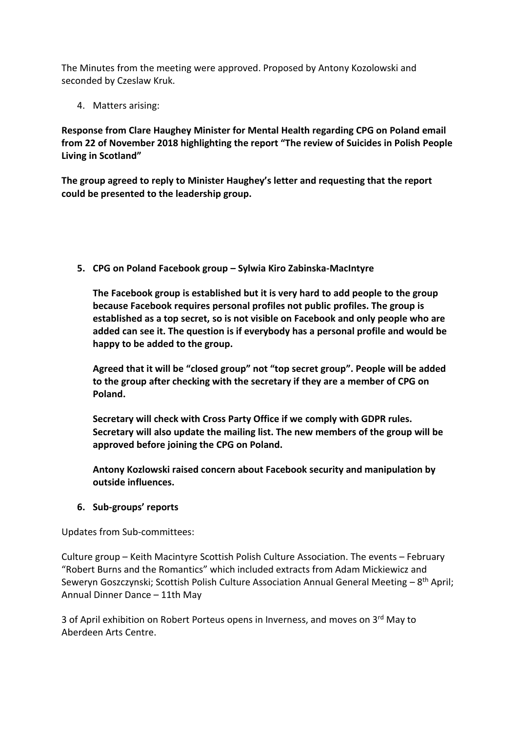The Minutes from the meeting were approved. Proposed by Antony Kozolowski and seconded by Czeslaw Kruk.

4. Matters arising:

**Response from Clare Haughey Minister for Mental Health regarding CPG on Poland email from 22 of November 2018 highlighting the report "The review of Suicides in Polish People Living in Scotland"**

**The group agreed to reply to Minister Haughey's letter and requesting that the report could be presented to the leadership group.**

5. **CPG on Poland Facebook group – Sylwia Kiro Zabinska-MacIntyre**

   **The Facebook group is established but it is very hard to add people to the group because Facebook requires personal profiles not public profiles. The group is established as a top secret, so is not visible on Facebook and only people who are added can see it. The question is if everybody has a personal profile and would be happy to be added to the group.**

   **Agreed that it will be "closed group" not "top secret group". People will be added to the group after checking with the secretary if they are a member of CPG on Poland.**

   **Secretary will check with Cross Party Office if we comply with GDPR rules. Secretary will also update the mailing list. The new members of the group will be approved before joining the CPG on Poland.**

   **Antony Kozlowski raised concern about Facebook security and manipulation by outside influences.**

6. **Sub-groups' reports**

Updates from Sub-committees:

Culture group – Keith Macintyre Scottish Polish Culture Association. The events – February "Robert Burns and the Romantics" which included extracts from Adam Mickiewicz and Seweryn Goszczynski; Scottish Polish Culture Association Annual General Meeting – 8th April; Annual Dinner Dance – 11th May

3 of April exhibition on Robert Porteus opens in Inverness, and moves on 3rd May to Aberdeen Arts Centre.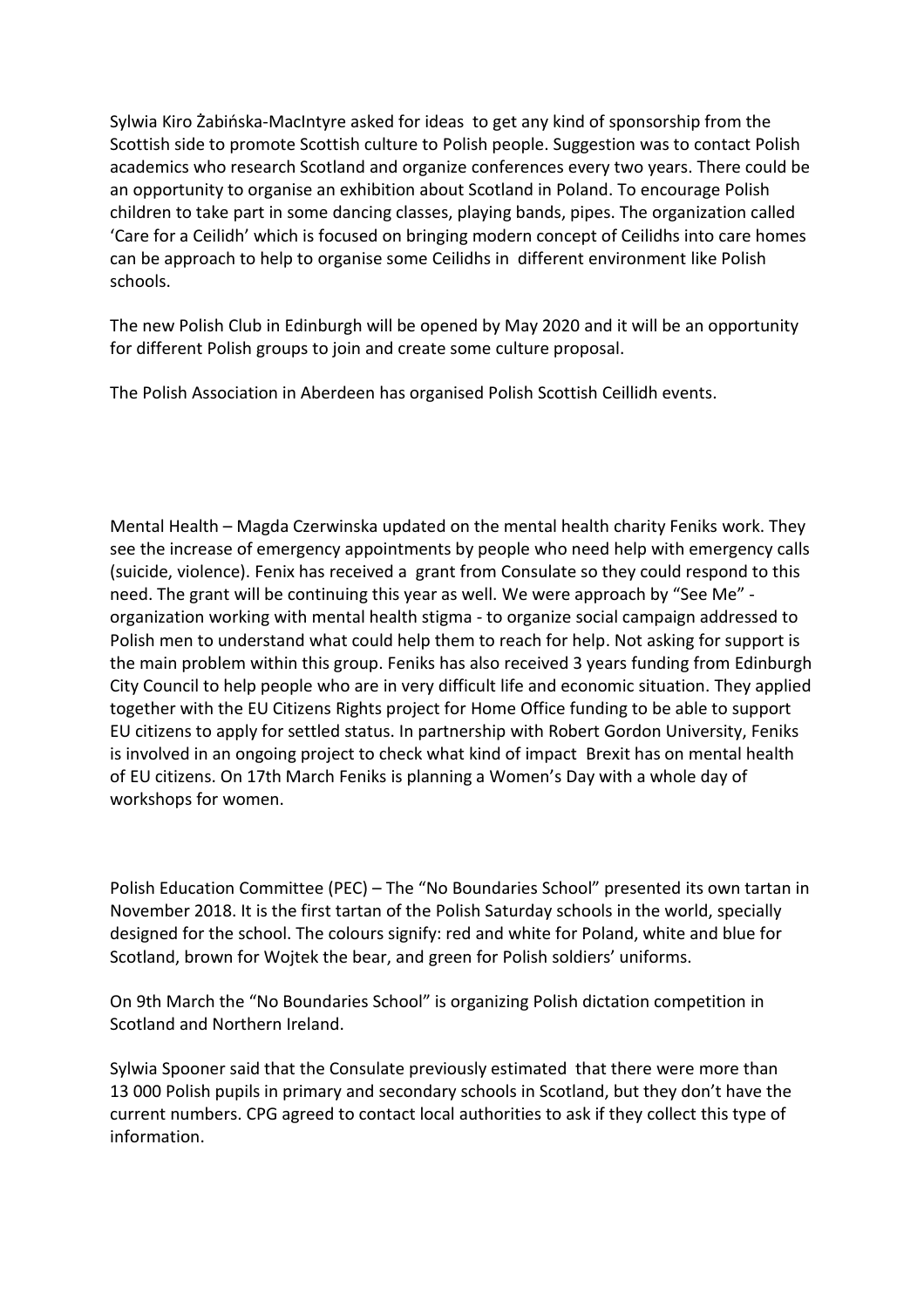Sylwia Kiro Żabińska-MacIntyre asked for ideas to get any kind of sponsorship from the Scottish side to promote Scottish culture to Polish people. Suggestion was to contact Polish academics who research Scotland and organize conferences every two years. There could be an opportunity to organise an exhibition about Scotland in Poland. To encourage Polish children to take part in some dancing classes, playing bands, pipes. The organization called 'Care for a Ceilidh' which is focused on bringing modern concept of Ceilidhs into care homes can be approach to help to organise some Ceilidhs in different environment like Polish schools.

The new Polish Club in Edinburgh will be opened by May 2020 and it will be an opportunity for different Polish groups to join and create some culture proposal.

The Polish Association in Aberdeen has organised Polish Scottish Ceillidh events.

Mental Health – Magda Czerwinska updated on the mental health charity Feniks work. They see the increase of emergency appointments by people who need help with emergency calls (suicide, violence). Fenix has received a grant from Consulate so they could respond to this need. The grant will be continuing this year as well. We were approach by "See Me" - organization working with mental health stigma - to organize social campaign addressed to Polish men to understand what could help them to reach for help. Not asking for support is the main problem within this group. Feniks has also received 3 years funding from Edinburgh City Council to help people who are in very difficult life and economic situation. They applied together with the EU Citizens Rights project for Home Office funding to be able to support EU citizens to apply for settled status. In partnership with Robert Gordon University, Feniks is involved in an ongoing project to check what kind of impact Brexit has on mental health of EU citizens. On 17th March Feniks is planning a Women's Day with a whole day of workshops for women.

Polish Education Committee (PEC) – The "No Boundaries School" presented its own tartan in November 2018. It is the first tartan of the Polish Saturday schools in the world, specially designed for the school. The colours signify: red and white for Poland, white and blue for Scotland, brown for Wojtek the bear, and green for Polish soldiers' uniforms.

On 9th March the "No Boundaries School" is organizing Polish dictation competition in Scotland and Northern Ireland.

Sylwia Spooner said that the Consulate previously estimated that there were more than 13 000 Polish pupils in primary and secondary schools in Scotland, but they don't have the current numbers. CPG agreed to contact local authorities to ask if they collect this type of information.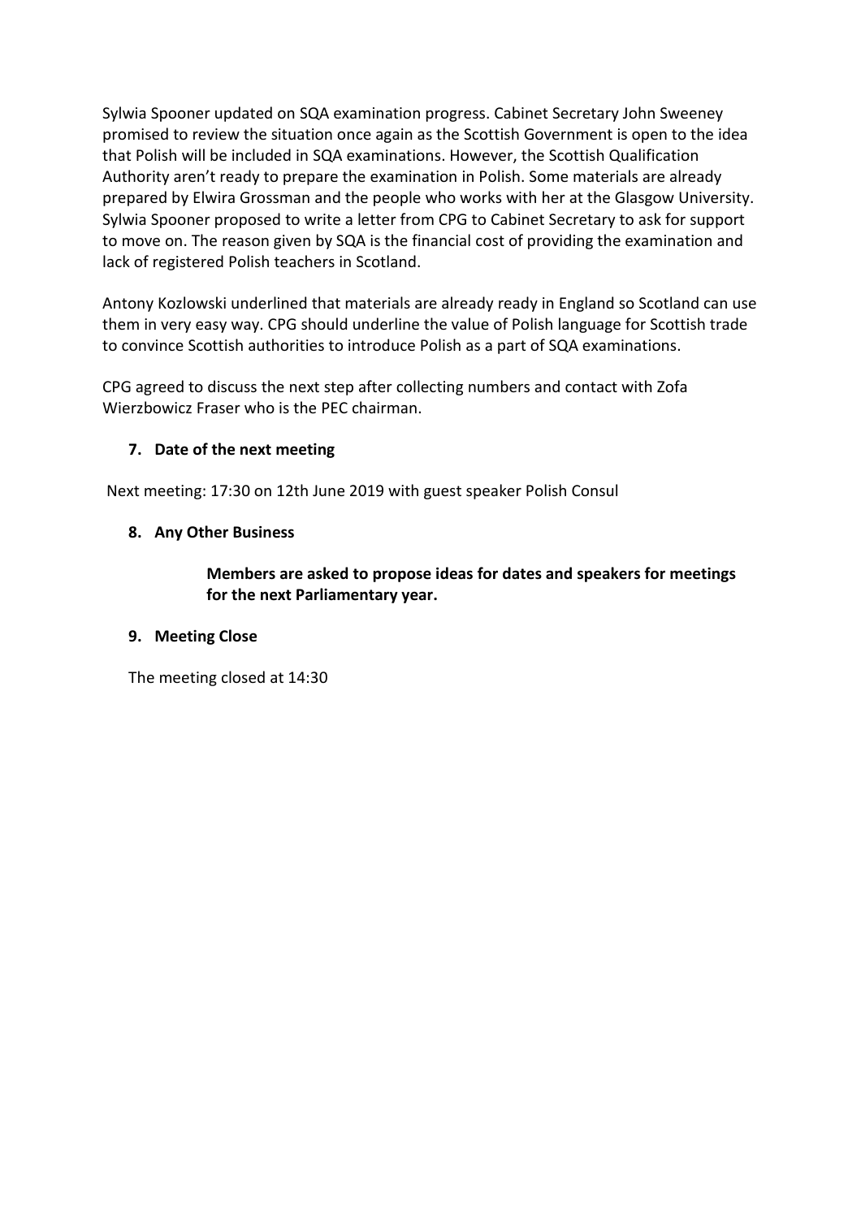Sylwia Spooner updated on SQA examination progress. Cabinet Secretary John Sweeney promised to review the situation once again as the Scottish Government is open to the idea that Polish will be included in SQA examinations. However, the Scottish Qualification Authority aren't ready to prepare the examination in Polish. Some materials are already prepared by Elwira Grossman and the people who works with her at the Glasgow University. Sylwia Spooner proposed to write a letter from CPG to Cabinet Secretary to ask for support to move on. The reason given by SQA is the financial cost of providing the examination and lack of registered Polish teachers in Scotland.

Antony Kozlowski underlined that materials are already ready in England so Scotland can use them in very easy way. CPG should underline the value of Polish language for Scottish trade to convince Scottish authorities to introduce Polish as a part of SQA examinations.

CPG agreed to discuss the next step after collecting numbers and contact with Zofa Wierzbowicz Fraser who is the PEC chairman.

**7. Date of the next meeting**

Next meeting: 17:30 on 12th June 2019 with guest speaker Polish Consul

**8. Any Other Business**

**Members are asked to propose ideas for dates and speakers for meetings for the next Parliamentary year.**

**9. Meeting Close**

The meeting closed at 14:30